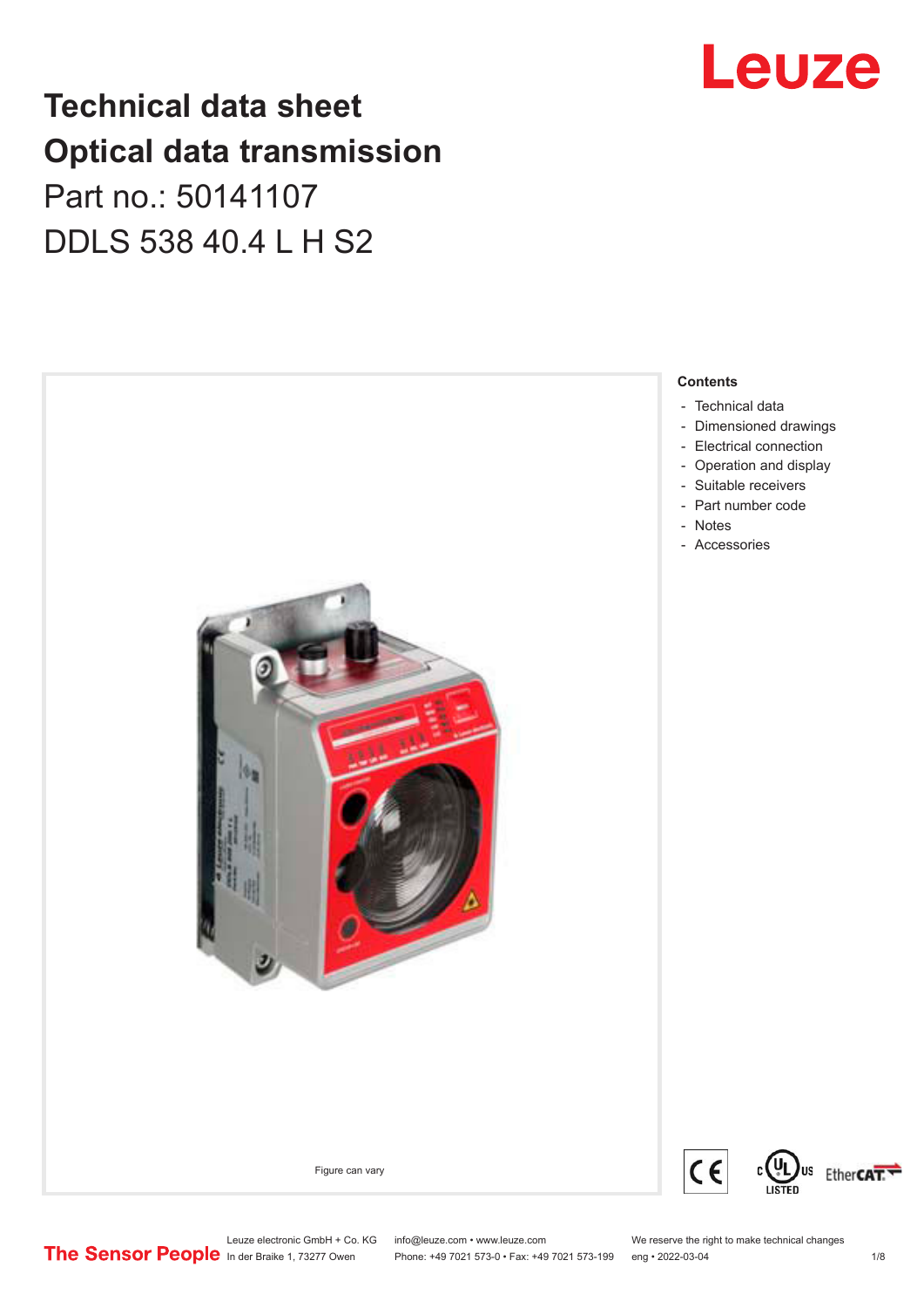# Technical data sheet
# Optical data transmission

Part no.: 50141107

DDLS 538 40.4 L H S2

Figure can vary

**Contents**

- Technical data
- Dimensioned drawings
- Electrical connection
- Operation and display
- Suitable receivers
- Part number code
- Notes
- Accessories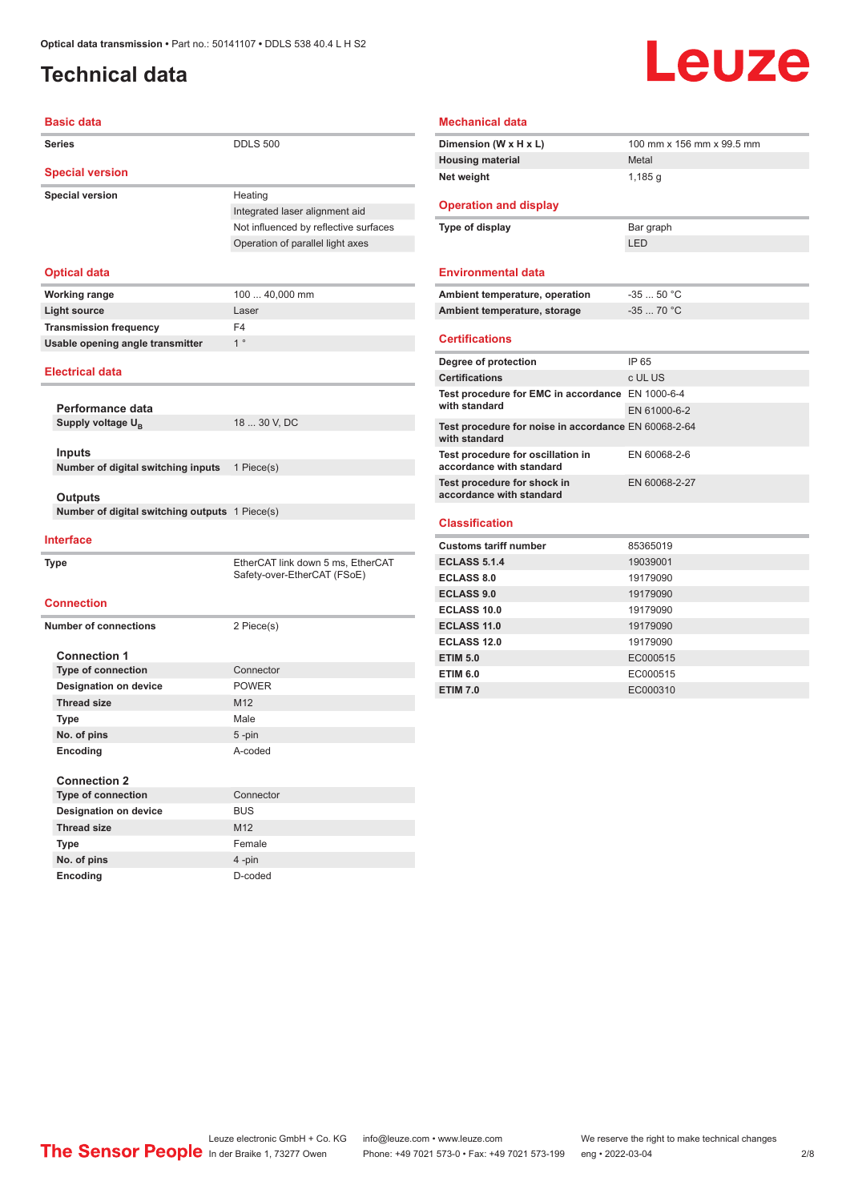# Technical data

## Basic data

| | |
|---|---|
| Series | DDLS 500 |

## Special version

| | |
|---|---|
| Special version | Heating |
| | Integrated laser alignment aid |
| | Not influenced by reflective surfaces |
| | Operation of parallel light axes |

## Optical data

| | |
|---|---|
| Working range | 100 ... 40,000 mm |
| Light source | Laser |
| Transmission frequency | F4 |
| Usable opening angle transmitter | 1 ° |

## Electrical data

**Performance data**

| | |
|---|---|
| Supply voltage $U_B$ | 18 ... 30 V, DC |

**Inputs**

| | |
|---|---|
| Number of digital switching inputs | 1 Piece(s) |

**Outputs**

| | |
|---|---|
| Number of digital switching outputs | 1 Piece(s) |

## Interface

| | |
|---|---|
| Type | EtherCAT link down 5 ms, EtherCAT Safety-over-EtherCAT (FSoE) |

## Connection

| | |
|---|---|
| Number of connections | 2 Piece(s) |

**Connection 1**

| | |
|---|---|
| Type of connection | Connector |
| Designation on device | POWER |
| Thread size | M12 |
| Type | Male |
| No. of pins | 5 -pin |
| Encoding | A-coded |

**Connection 2**

| | |
|---|---|
| Type of connection | Connector |
| Designation on device | BUS |
| Thread size | M12 |
| Type | Female |
| No. of pins | 4 -pin |
| Encoding | D-coded |

## Mechanical data

| | |
|---|---|
| Dimension (W x H x L) | 100 mm x 156 mm x 99.5 mm |
| Housing material | Metal |
| Net weight | 1,185 g |

## Operation and display

| | |
|---|---|
| Type of display | Bar graph |
| | LED |

## Environmental data

| | |
|---|---|
| Ambient temperature, operation | -35 ... 50 °C |
| Ambient temperature, storage | -35 ... 70 °C |

## Certifications

| | |
|---|---|
| Degree of protection | IP 65 |
| Certifications | c UL US |
| Test procedure for EMC in accordance with standard | EN 1000-6-4 |
| | EN 61000-6-2 |
| Test procedure for noise in accordance with standard | EN 60068-2-64 |
| Test procedure for oscillation in accordance with standard | EN 60068-2-6 |
| Test procedure for shock in accordance with standard | EN 60068-2-27 |

## Classification

| | |
|---|---|
| Customs tariff number | 85365019 |
| ECLASS 5.1.4 | 19039001 |
| ECLASS 8.0 | 19179090 |
| ECLASS 9.0 | 19179090 |
| ECLASS 10.0 | 19179090 |
| ECLASS 11.0 | 19179090 |
| ECLASS 12.0 | 19179090 |
| ETIM 5.0 | EC000515 |
| ETIM 6.0 | EC000515 |
| ETIM 7.0 | EC000310 |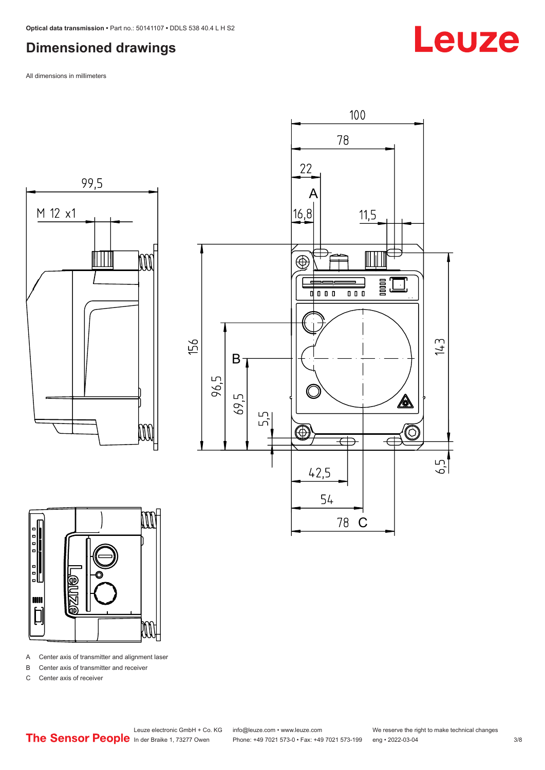## Dimensioned drawings

All dimensions in millimeters

A Center axis of transmitter and alignment laser

B Center axis of transmitter and receiver

C Center axis of receiver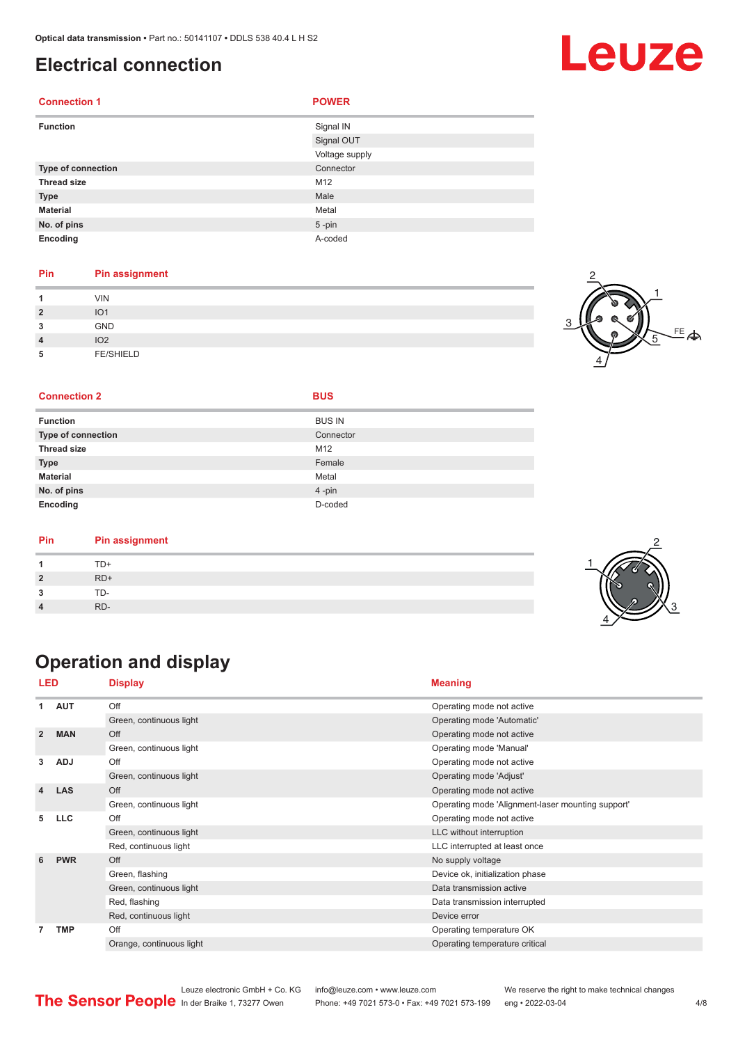# Electrical connection

| Connection 1 | POWER |
|---|---|
| **Function** | Signal IN |
| | Signal OUT |
| | Voltage supply |
| **Type of connection** | Connector |
| **Thread size** | M12 |
| **Type** | Male |
| **Material** | Metal |
| **No. of pins** | 5 -pin |
| **Encoding** | A-coded |

| Pin | Pin assignment |
|---|---|
| 1 | VIN |
| 2 | IO1 |
| 3 | GND |
| 4 | IO2 |
| 5 | FE/SHIELD |

| Connection 2 | BUS |
|---|---|
| **Function** | BUS IN |
| **Type of connection** | Connector |
| **Thread size** | M12 |
| **Type** | Female |
| **Material** | Metal |
| **No. of pins** | 4 -pin |
| **Encoding** | D-coded |

| Pin | Pin assignment |
|---|---|
| 1 | TD+ |
| 2 | RD+ |
| 3 | TD- |
| 4 | RD- |

# Operation and display

| LED | | Display | Meaning |
|---|---|---|---|
| 1 | AUT | Off | Operating mode not active |
| | | Green, continuous light | Operating mode 'Automatic' |
| 2 | MAN | Off | Operating mode not active |
| | | Green, continuous light | Operating mode 'Manual' |
| 3 | ADJ | Off | Operating mode not active |
| | | Green, continuous light | Operating mode 'Adjust' |
| 4 | LAS | Off | Operating mode not active |
| | | Green, continuous light | Operating mode 'Alignment-laser mounting support' |
| 5 | LLC | Off | Operating mode not active |
| | | Green, continuous light | LLC without interruption |
| | | Red, continuous light | LLC interrupted at least once |
| 6 | PWR | Off | No supply voltage |
| | | Green, flashing | Device ok, initialization phase |
| | | Green, continuous light | Data transmission active |
| | | Red, flashing | Data transmission interrupted |
| | | Red, continuous light | Device error |
| 7 | TMP | Off | Operating temperature OK |
| | | Orange, continuous light | Operating temperature critical |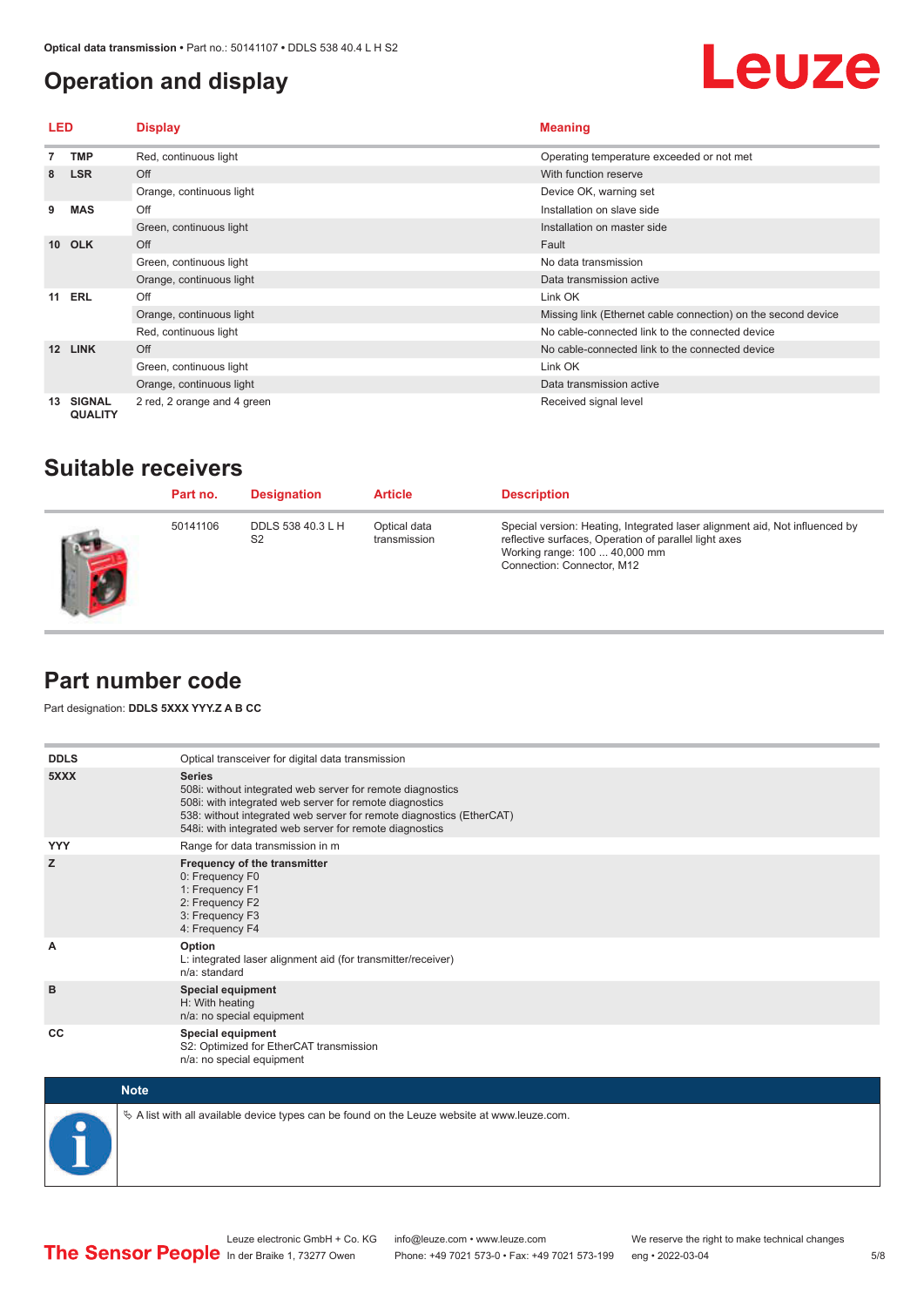# Operation and display

| LED | | Display | Meaning |
|---|---|---|---|
| 7 | TMP | Red, continuous light | Operating temperature exceeded or not met |
| 8 | LSR | Off | With function reserve |
| | | Orange, continuous light | Device OK, warning set |
| 9 | MAS | Off | Installation on slave side |
| | | Green, continuous light | Installation on master side |
| 10 | OLK | Off | Fault |
| | | Green, continuous light | No data transmission |
| | | Orange, continuous light | Data transmission active |
| 11 | ERL | Off | Link OK |
| | | Orange, continuous light | Missing link (Ethernet cable connection) on the second device |
| | | Red, continuous light | No cable-connected link to the connected device |
| 12 | LINK | Off | No cable-connected link to the connected device |
| | | Green, continuous light | Link OK |
| | | Orange, continuous light | Data transmission active |
| 13 | SIGNAL QUALITY | 2 red, 2 orange and 4 green | Received signal level |

## Suitable receivers

| Part no. | Designation | Article | Description |
|---|---|---|---|
| 50141106 | DDLS 538 40.3 L H S2 | Optical data transmission | Special version: Heating, Integrated laser alignment aid, Not influenced by reflective surfaces, Operation of parallel light axes<br>Working range: 100 ... 40,000 mm<br>Connection: Connector, M12 |

## Part number code

Part designation: **DDLS 5XXX YYY.Z A B CC**

| | |
|---|---|
| **DDLS** | Optical transceiver for digital data transmission |
| **5XXX** | **Series**<br>508i: without integrated web server for remote diagnostics<br>508i: with integrated web server for remote diagnostics<br>538: without integrated web server for remote diagnostics (EtherCAT)<br>548i: with integrated web server for remote diagnostics |
| **YYY** | Range for data transmission in m |
| **Z** | **Frequency of the transmitter**<br>0: Frequency F0<br>1: Frequency F1<br>2: Frequency F2<br>3: Frequency F3<br>4: Frequency F4 |
| **A** | **Option**<br>L: integrated laser alignment aid (for transmitter/receiver)<br>n/a: standard |
| **B** | **Special equipment**<br>H: With heating<br>n/a: no special equipment |
| **CC** | **Special equipment**<br>S2: Optimized for EtherCAT transmission<br>n/a: no special equipment |

**Note**

A list with all available device types can be found on the Leuze website at www.leuze.com.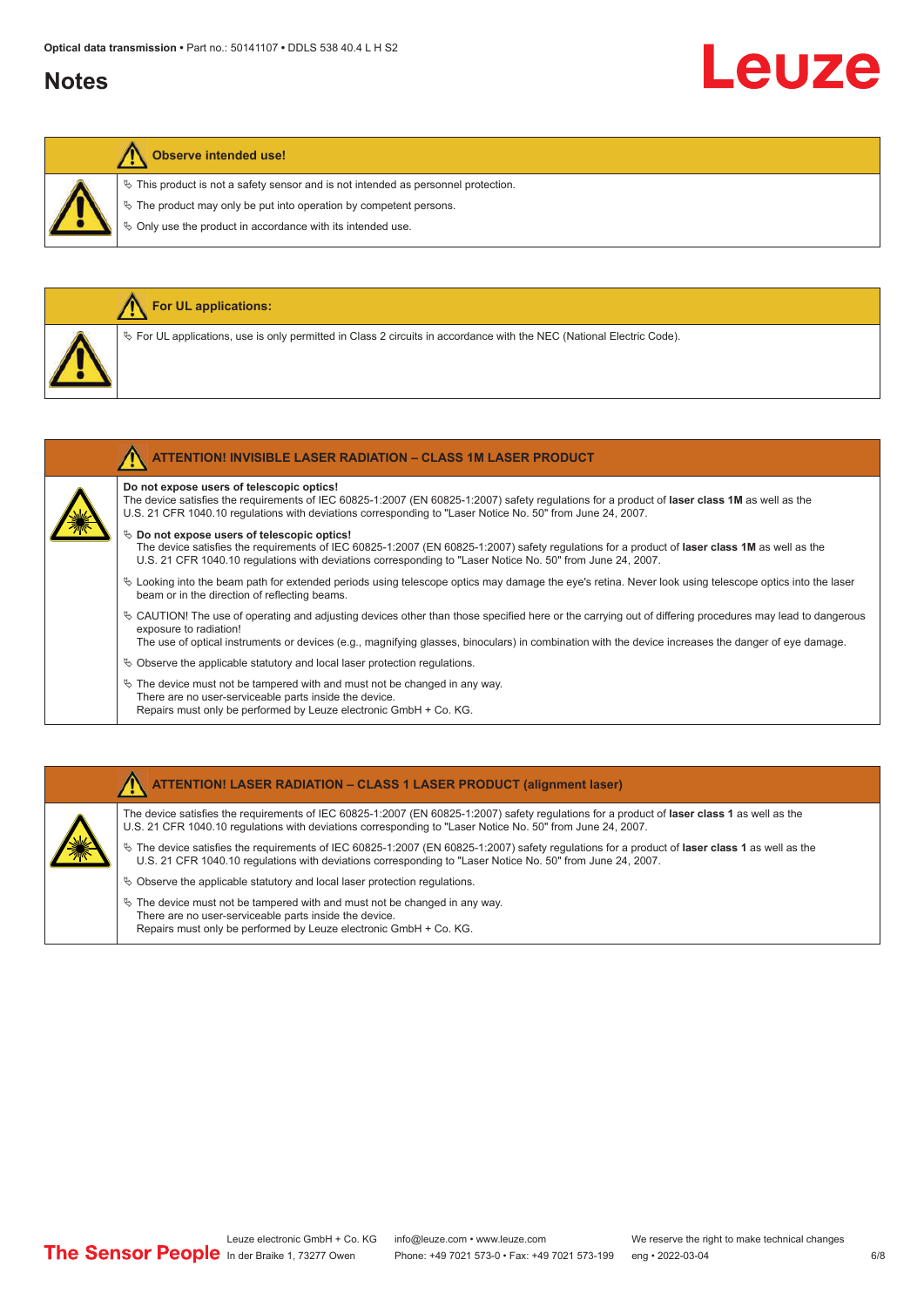## Notes

**Observe intended use!**

- ✎ This product is not a safety sensor and is not intended as personnel protection.
- ✎ The product may only be put into operation by competent persons.
- ✎ Only use the product in accordance with its intended use.

**For UL applications:**

- ✎ For UL applications, use is only permitted in Class 2 circuits in accordance with the NEC (National Electric Code).

**ATTENTION! INVISIBLE LASER RADIATION – CLASS 1M LASER PRODUCT**

**Do not expose users of telescopic optics!**
The device satisfies the requirements of IEC 60825-1:2007 (EN 60825-1:2007) safety regulations for a product of **laser class 1M** as well as the U.S. 21 CFR 1040.10 regulations with deviations corresponding to "Laser Notice No. 50" from June 24, 2007.

- ✎ **Do not expose users of telescopic optics!**
  The device satisfies the requirements of IEC 60825-1:2007 (EN 60825-1:2007) safety regulations for a product of **laser class 1M** as well as the U.S. 21 CFR 1040.10 regulations with deviations corresponding to "Laser Notice No. 50" from June 24, 2007.
- ✎ Looking into the beam path for extended periods using telescope optics may damage the eye's retina. Never look using telescope optics into the laser beam or in the direction of reflecting beams.
- ✎ CAUTION! The use of operating and adjusting devices other than those specified here or the carrying out of differing procedures may lead to dangerous exposure to radiation!
  The use of optical instruments or devices (e.g., magnifying glasses, binoculars) in combination with the device increases the danger of eye damage.
- ✎ Observe the applicable statutory and local laser protection regulations.
- ✎ The device must not be tampered with and must not be changed in any way.
  There are no user-serviceable parts inside the device.
  Repairs must only be performed by Leuze electronic GmbH + Co. KG.

**ATTENTION! LASER RADIATION – CLASS 1 LASER PRODUCT (alignment laser)**

The device satisfies the requirements of IEC 60825-1:2007 (EN 60825-1:2007) safety regulations for a product of **laser class 1** as well as the U.S. 21 CFR 1040.10 regulations with deviations corresponding to "Laser Notice No. 50" from June 24, 2007.

- ✎ The device satisfies the requirements of IEC 60825-1:2007 (EN 60825-1:2007) safety regulations for a product of **laser class 1** as well as the U.S. 21 CFR 1040.10 regulations with deviations corresponding to "Laser Notice No. 50" from June 24, 2007.
- ✎ Observe the applicable statutory and local laser protection regulations.
- ✎ The device must not be tampered with and must not be changed in any way.
  There are no user-serviceable parts inside the device.
  Repairs must only be performed by Leuze electronic GmbH + Co. KG.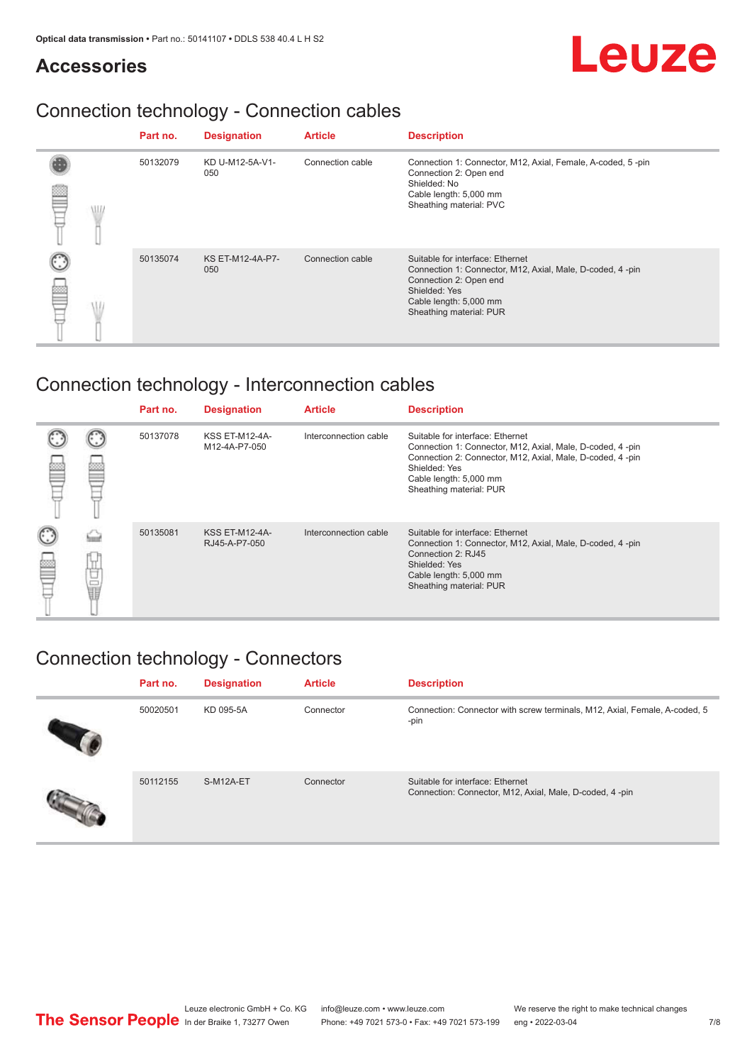## Accessories

### Connection technology - Connection cables

| Part no. | Designation | Article | Description |
|---|---|---|---|
| 50132079 | KD U-M12-5A-V1-050 | Connection cable | Connection 1: Connector, M12, Axial, Female, A-coded, 5 -pin<br>Connection 2: Open end<br>Shielded: No<br>Cable length: 5,000 mm<br>Sheathing material: PVC |
| 50135074 | KS ET-M12-4A-P7-050 | Connection cable | Suitable for interface: Ethernet<br>Connection 1: Connector, M12, Axial, Male, D-coded, 4 -pin<br>Connection 2: Open end<br>Shielded: Yes<br>Cable length: 5,000 mm<br>Sheathing material: PUR |

### Connection technology - Interconnection cables

| Part no. | Designation | Article | Description |
|---|---|---|---|
| 50137078 | KSS ET-M12-4A-M12-4A-P7-050 | Interconnection cable | Suitable for interface: Ethernet<br>Connection 1: Connector, M12, Axial, Male, D-coded, 4 -pin<br>Connection 2: Connector, M12, Axial, Male, D-coded, 4 -pin<br>Shielded: Yes<br>Cable length: 5,000 mm<br>Sheathing material: PUR |
| 50135081 | KSS ET-M12-4A-RJ45-A-P7-050 | Interconnection cable | Suitable for interface: Ethernet<br>Connection 1: Connector, M12, Axial, Male, D-coded, 4 -pin<br>Connection 2: RJ45<br>Shielded: Yes<br>Cable length: 5,000 mm<br>Sheathing material: PUR |

### Connection technology - Connectors

| Part no. | Designation | Article | Description |
|---|---|---|---|
| 50020501 | KD 095-5A | Connector | Connection: Connector with screw terminals, M12, Axial, Female, A-coded, 5 -pin |
| 50112155 | S-M12A-ET | Connector | Suitable for interface: Ethernet<br>Connection: Connector, M12, Axial, Male, D-coded, 4 -pin |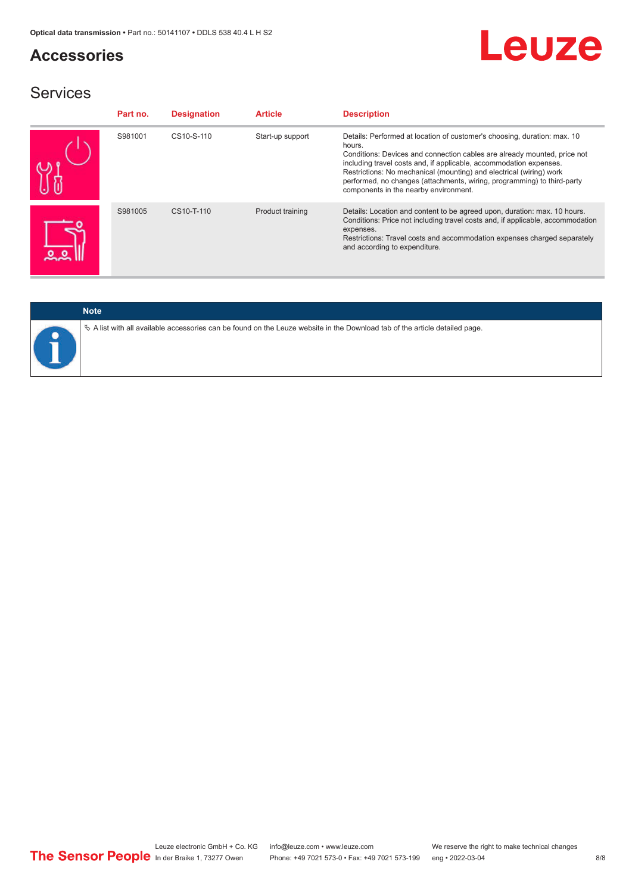## Accessories

### Services

| | Part no. | Designation | Article | Description |
| --- | --- | --- | --- | --- |
| | S981001 | CS10-S-110 | Start-up support | Details: Performed at location of customer's choosing, duration: max. 10 hours.<br>Conditions: Devices and connection cables are already mounted, price not including travel costs and, if applicable, accommodation expenses.<br>Restrictions: No mechanical (mounting) and electrical (wiring) work performed, no changes (attachments, wiring, programming) to third-party components in the nearby environment. |
| | S981005 | CS10-T-110 | Product training | Details: Location and content to be agreed upon, duration: max. 10 hours.<br>Conditions: Price not including travel costs and, if applicable, accommodation expenses.<br>Restrictions: Travel costs and accommodation expenses charged separately and according to expenditure. |

**Note**

↳ A list with all available accessories can be found on the Leuze website in the Download tab of the article detailed page.